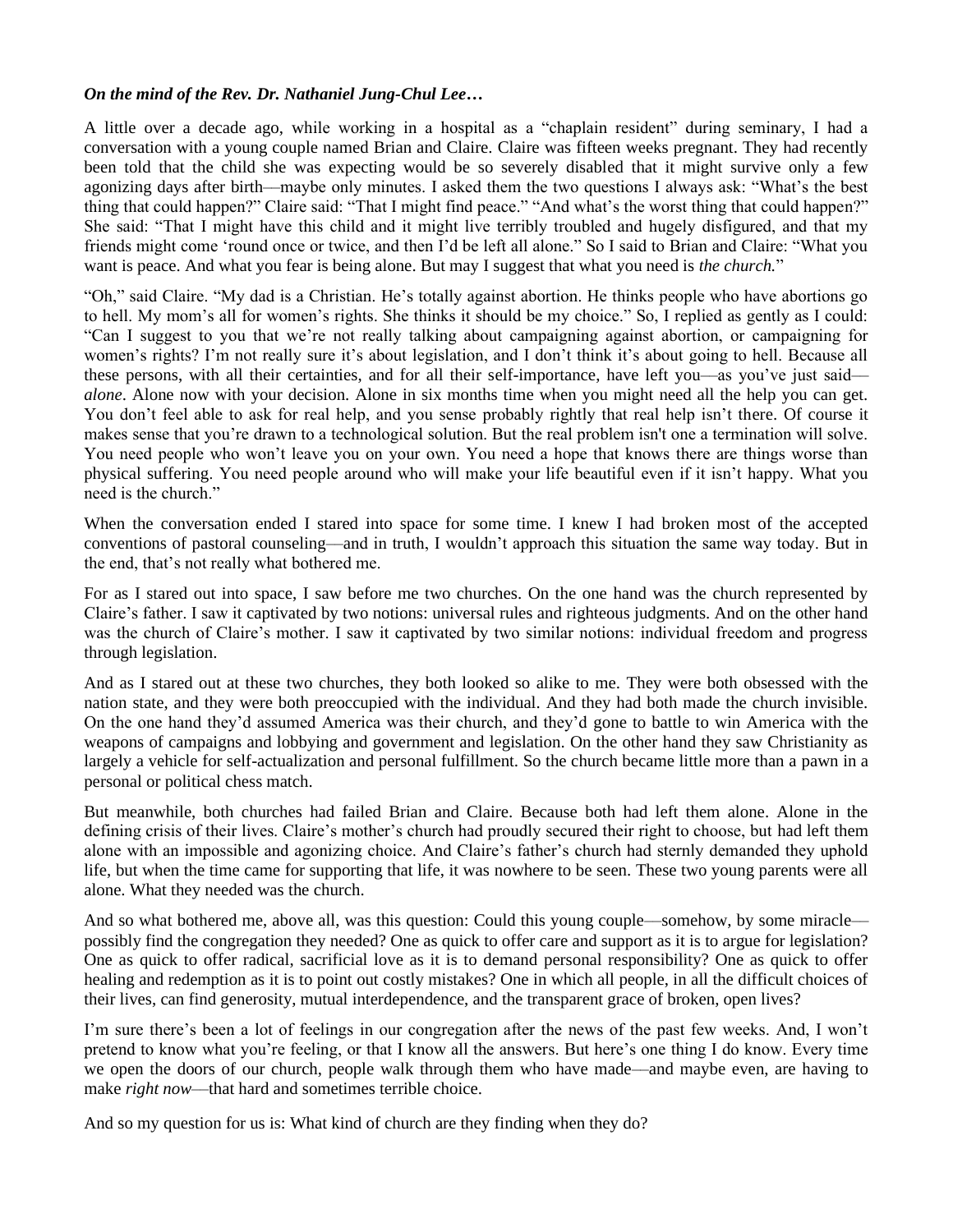***On the mind of the Rev. Dr. Nathaniel Jung-Chul Lee…***

A little over a decade ago, while working in a hospital as a "chaplain resident" during seminary, I had a conversation with a young couple named Brian and Claire. Claire was fifteen weeks pregnant. They had recently been told that the child she was expecting would be so severely disabled that it might survive only a few agonizing days after birth—maybe only minutes. I asked them the two questions I always ask: "What's the best thing that could happen?" Claire said: "That I might find peace." "And what's the worst thing that could happen?" She said: "That I might have this child and it might live terribly troubled and hugely disfigured, and that my friends might come 'round once or twice, and then I'd be left all alone." So I said to Brian and Claire: "What you want is peace. And what you fear is being alone. But may I suggest that what you need is *the church.*"

"Oh," said Claire. "My dad is a Christian. He's totally against abortion. He thinks people who have abortions go to hell. My mom's all for women's rights. She thinks it should be my choice." So, I replied as gently as I could: "Can I suggest to you that we're not really talking about campaigning against abortion, or campaigning for women's rights? I'm not really sure it's about legislation, and I don't think it's about going to hell. Because all these persons, with all their certainties, and for all their self-importance, have left you—as you've just said—*alone*. Alone now with your decision. Alone in six months time when you might need all the help you can get. You don't feel able to ask for real help, and you sense probably rightly that real help isn't there. Of course it makes sense that you're drawn to a technological solution. But the real problem isn't one a termination will solve. You need people who won't leave you on your own. You need a hope that knows there are things worse than physical suffering. You need people around who will make your life beautiful even if it isn't happy. What you need is the church."

When the conversation ended I stared into space for some time. I knew I had broken most of the accepted conventions of pastoral counseling—and in truth, I wouldn't approach this situation the same way today. But in the end, that's not really what bothered me.

For as I stared out into space, I saw before me two churches. On the one hand was the church represented by Claire's father. I saw it captivated by two notions: universal rules and righteous judgments. And on the other hand was the church of Claire's mother. I saw it captivated by two similar notions: individual freedom and progress through legislation.

And as I stared out at these two churches, they both looked so alike to me. They were both obsessed with the nation state, and they were both preoccupied with the individual. And they had both made the church invisible. On the one hand they'd assumed America was their church, and they'd gone to battle to win America with the weapons of campaigns and lobbying and government and legislation. On the other hand they saw Christianity as largely a vehicle for self-actualization and personal fulfillment. So the church became little more than a pawn in a personal or political chess match.

But meanwhile, both churches had failed Brian and Claire. Because both had left them alone. Alone in the defining crisis of their lives. Claire's mother's church had proudly secured their right to choose, but had left them alone with an impossible and agonizing choice. And Claire's father's church had sternly demanded they uphold life, but when the time came for supporting that life, it was nowhere to be seen. These two young parents were all alone. What they needed was the church.

And so what bothered me, above all, was this question: Could this young couple—somehow, by some miracle—possibly find the congregation they needed? One as quick to offer care and support as it is to argue for legislation? One as quick to offer radical, sacrificial love as it is to demand personal responsibility? One as quick to offer healing and redemption as it is to point out costly mistakes? One in which all people, in all the difficult choices of their lives, can find generosity, mutual interdependence, and the transparent grace of broken, open lives?

I'm sure there's been a lot of feelings in our congregation after the news of the past few weeks. And, I won't pretend to know what you're feeling, or that I know all the answers. But here's one thing I do know. Every time we open the doors of our church, people walk through them who have made—and maybe even, are having to make *right now*—that hard and sometimes terrible choice.

And so my question for us is: What kind of church are they finding when they do?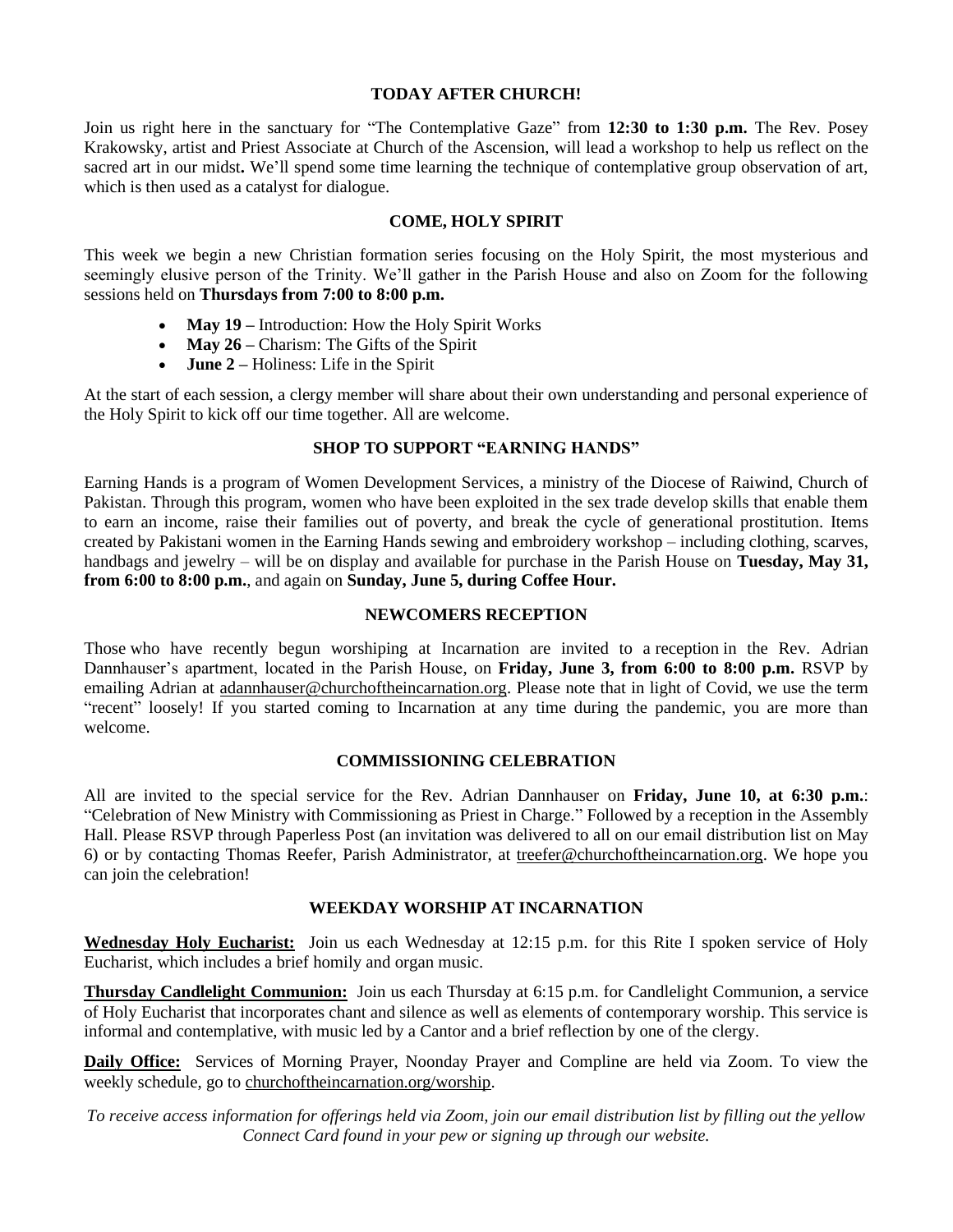### TODAY AFTER CHURCH!

Join us right here in the sanctuary for "The Contemplative Gaze" from **12:30 to 1:30 p.m.** The Rev. Posey Krakowsky, artist and Priest Associate at Church of the Ascension, will lead a workshop to help us reflect on the sacred art in our midst**.** We'll spend some time learning the technique of contemplative group observation of art, which is then used as a catalyst for dialogue.

### COME, HOLY SPIRIT

This week we begin a new Christian formation series focusing on the Holy Spirit, the most mysterious and seemingly elusive person of the Trinity. We'll gather in the Parish House and also on Zoom for the following sessions held on **Thursdays from 7:00 to 8:00 p.m.**

- **May 19 –** Introduction: How the Holy Spirit Works
- **May 26 –** Charism: The Gifts of the Spirit
- **June 2 –** Holiness: Life in the Spirit

At the start of each session, a clergy member will share about their own understanding and personal experience of the Holy Spirit to kick off our time together. All are welcome.

### SHOP TO SUPPORT "EARNING HANDS"

Earning Hands is a program of Women Development Services, a ministry of the Diocese of Raiwind, Church of Pakistan. Through this program, women who have been exploited in the sex trade develop skills that enable them to earn an income, raise their families out of poverty, and break the cycle of generational prostitution. Items created by Pakistani women in the Earning Hands sewing and embroidery workshop – including clothing, scarves, handbags and jewelry – will be on display and available for purchase in the Parish House on **Tuesday, May 31, from 6:00 to 8:00 p.m.**, and again on **Sunday, June 5, during Coffee Hour.**

### NEWCOMERS RECEPTION

Those who have recently begun worshiping at Incarnation are invited to a reception in the Rev. Adrian Dannhauser's apartment, located in the Parish House, on **Friday, June 3, from 6:00 to 8:00 p.m.** RSVP by emailing Adrian at adannhauser@churchoftheincarnation.org. Please note that in light of Covid, we use the term "recent" loosely! If you started coming to Incarnation at any time during the pandemic, you are more than welcome.

### COMMISSIONING CELEBRATION

All are invited to the special service for the Rev. Adrian Dannhauser on **Friday, June 10, at 6:30 p.m.**: "Celebration of New Ministry with Commissioning as Priest in Charge." Followed by a reception in the Assembly Hall. Please RSVP through Paperless Post (an invitation was delivered to all on our email distribution list on May 6) or by contacting Thomas Reefer, Parish Administrator, at treefer@churchoftheincarnation.org. We hope you can join the celebration!

### WEEKDAY WORSHIP AT INCARNATION

**Wednesday Holy Eucharist:** Join us each Wednesday at 12:15 p.m. for this Rite I spoken service of Holy Eucharist, which includes a brief homily and organ music.

**Thursday Candlelight Communion:** Join us each Thursday at 6:15 p.m. for Candlelight Communion, a service of Holy Eucharist that incorporates chant and silence as well as elements of contemporary worship. This service is informal and contemplative, with music led by a Cantor and a brief reflection by one of the clergy.

**Daily Office:** Services of Morning Prayer, Noonday Prayer and Compline are held via Zoom. To view the weekly schedule, go to churchoftheincarnation.org/worship.

*To receive access information for offerings held via Zoom, join our email distribution list by filling out the yellow Connect Card found in your pew or signing up through our website.*